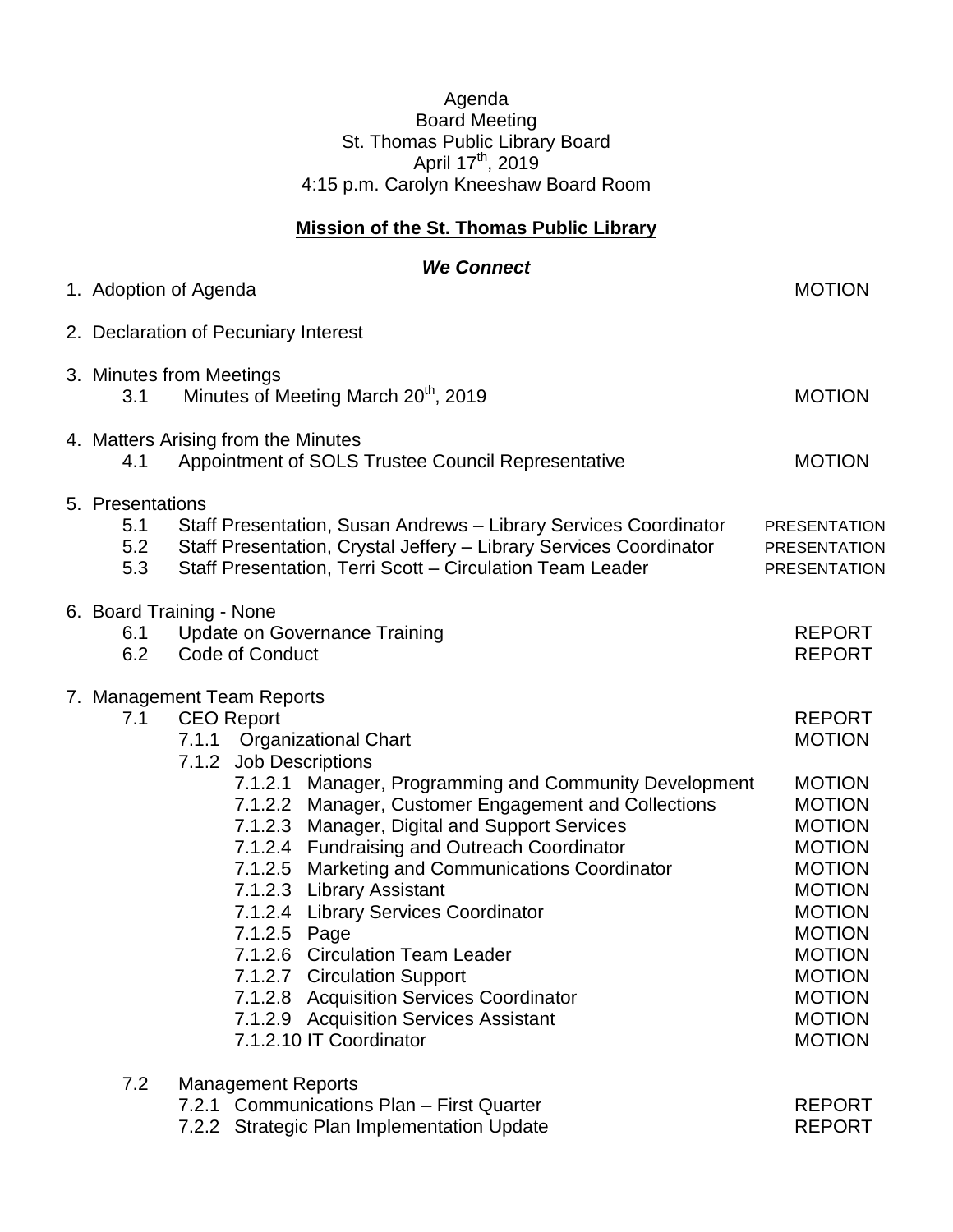Agenda
Board Meeting
St. Thomas Public Library Board
April 17th, 2019
4:15 p.m. Carolyn Kneeshaw Board Room

## Mission of the St. Thomas Public Library

***We Connect***

| Item | | Action |
|---|---|---|
| 1. | Adoption of Agenda | MOTION |
| 2. | Declaration of Pecuniary Interest | |
| 3. | Minutes from Meetings | |
| 3.1 | Minutes of Meeting March 20th, 2019 | MOTION |
| 4. | Matters Arising from the Minutes | |
| 4.1 | Appointment of SOLS Trustee Council Representative | MOTION |
| 5. | Presentations | |
| 5.1 | Staff Presentation, Susan Andrews – Library Services Coordinator | PRESENTATION |
| 5.2 | Staff Presentation, Crystal Jeffery – Library Services Coordinator | PRESENTATION |
| 5.3 | Staff Presentation, Terri Scott – Circulation Team Leader | PRESENTATION |
| 6. | Board Training - None | |
| 6.1 | Update on Governance Training | REPORT |
| 6.2 | Code of Conduct | REPORT |
| 7. | Management Team Reports | |
| 7.1 | CEO Report | REPORT |
| 7.1.1 | Organizational Chart | MOTION |
| 7.1.2 | Job Descriptions | |
| 7.1.2.1 | Manager, Programming and Community Development | MOTION |
| 7.1.2.2 | Manager, Customer Engagement and Collections | MOTION |
| 7.1.2.3 | Manager, Digital and Support Services | MOTION |
| 7.1.2.4 | Fundraising and Outreach Coordinator | MOTION |
| 7.1.2.5 | Marketing and Communications Coordinator | MOTION |
| 7.1.2.3 | Library Assistant | MOTION |
| 7.1.2.4 | Library Services Coordinator | MOTION |
| 7.1.2.5 | Page | MOTION |
| 7.1.2.6 | Circulation Team Leader | MOTION |
| 7.1.2.7 | Circulation Support | MOTION |
| 7.1.2.8 | Acquisition Services Coordinator | MOTION |
| 7.1.2.9 | Acquisition Services Assistant | MOTION |
| 7.1.2.10 | IT Coordinator | MOTION |
| 7.2 | Management Reports | |
| 7.2.1 | Communications Plan – First Quarter | REPORT |
| 7.2.2 | Strategic Plan Implementation Update | REPORT |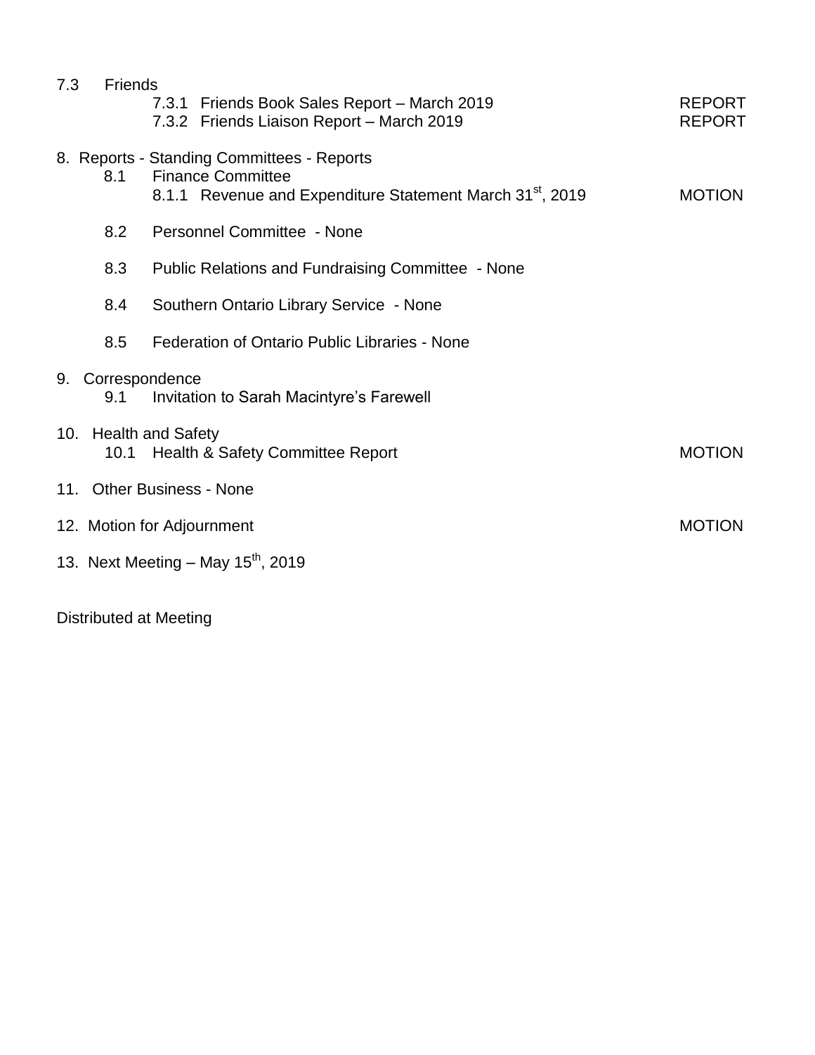7.3 Friends

- 7.3.1 Friends Book Sales Report – March 2019 — REPORT
- 7.3.2 Friends Liaison Report – March 2019 — REPORT

8. Reports - Standing Committees - Reports

8.1 Finance Committee

- 8.1.1 Revenue and Expenditure Statement March 31st, 2019 — MOTION

8.2 Personnel Committee - None

8.3 Public Relations and Fundraising Committee - None

8.4 Southern Ontario Library Service - None

8.5 Federation of Ontario Public Libraries - None

9. Correspondence

9.1 Invitation to Sarah Macintyre's Farewell

10. Health and Safety

10.1 Health & Safety Committee Report — MOTION

11. Other Business - None

12. Motion for Adjournment — MOTION

13. Next Meeting – May 15th, 2019

Distributed at Meeting